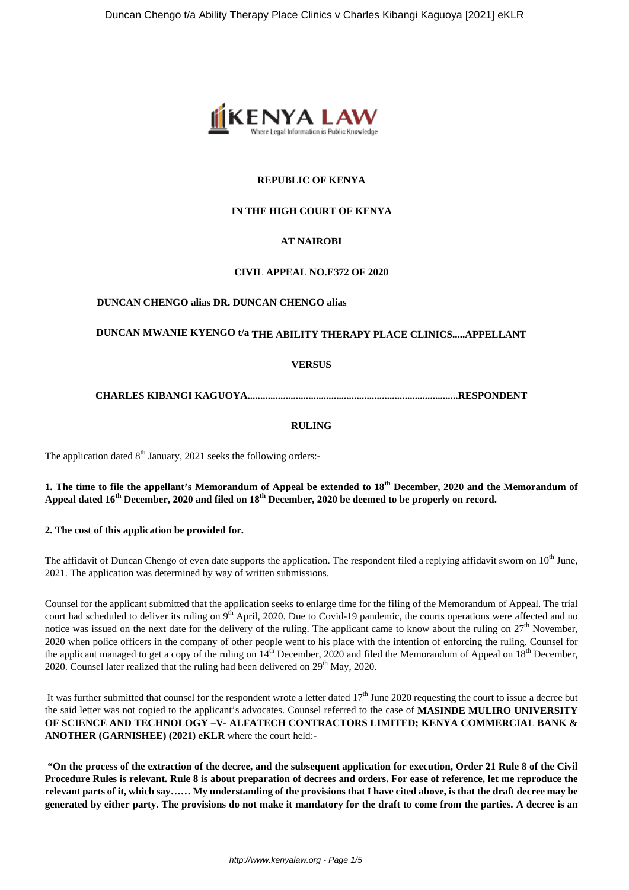**REPUBLIC OF KENYA**

**IN THE HIGH COURT OF KENYA**

**AT NAIROBI**

**CIVIL APPEAL NO.E372 OF 2020**

**DUNCAN CHENGO alias DR. DUNCAN CHENGO alias**

**DUNCAN MWANIE KYENGO t/a THE ABILITY THERAPY PLACE CLINICS.....APPELLANT**

**VERSUS**

**CHARLES KIBANGI KAGUOYA...................................................................................RESPONDENT**

**RULING**

The application dated 8th January, 2021 seeks the following orders:-

**1. The time to file the appellant's Memorandum of Appeal be extended to 18th December, 2020 and the Memorandum of Appeal dated 16th December, 2020 and filed on 18th December, 2020 be deemed to be properly on record.**

**2. The cost of this application be provided for.**

The affidavit of Duncan Chengo of even date supports the application. The respondent filed a replying affidavit sworn on 10th June, 2021. The application was determined by way of written submissions.

Counsel for the applicant submitted that the application seeks to enlarge time for the filing of the Memorandum of Appeal. The trial court had scheduled to deliver its ruling on 9th April, 2020. Due to Covid-19 pandemic, the courts operations were affected and no notice was issued on the next date for the delivery of the ruling. The applicant came to know about the ruling on 27th November, 2020 when police officers in the company of other people went to his place with the intention of enforcing the ruling. Counsel for the applicant managed to get a copy of the ruling on 14th December, 2020 and filed the Memorandum of Appeal on 18th December, 2020. Counsel later realized that the ruling had been delivered on 29th May, 2020.

It was further submitted that counsel for the respondent wrote a letter dated 17th June 2020 requesting the court to issue a decree but the said letter was not copied to the applicant's advocates. Counsel referred to the case of **MASINDE MULIRO UNIVERSITY OF SCIENCE AND TECHNOLOGY –V- ALFATECH CONTRACTORS LIMITED; KENYA COMMERCIAL BANK & ANOTHER (GARNISHEE) (2021) eKLR** where the court held:-

**"On the process of the extraction of the decree, and the subsequent application for execution, Order 21 Rule 8 of the Civil Procedure Rules is relevant. Rule 8 is about preparation of decrees and orders. For ease of reference, let me reproduce the relevant parts of it, which say…… My understanding of the provisions that I have cited above, is that the draft decree may be generated by either party. The provisions do not make it mandatory for the draft to come from the parties. A decree is an**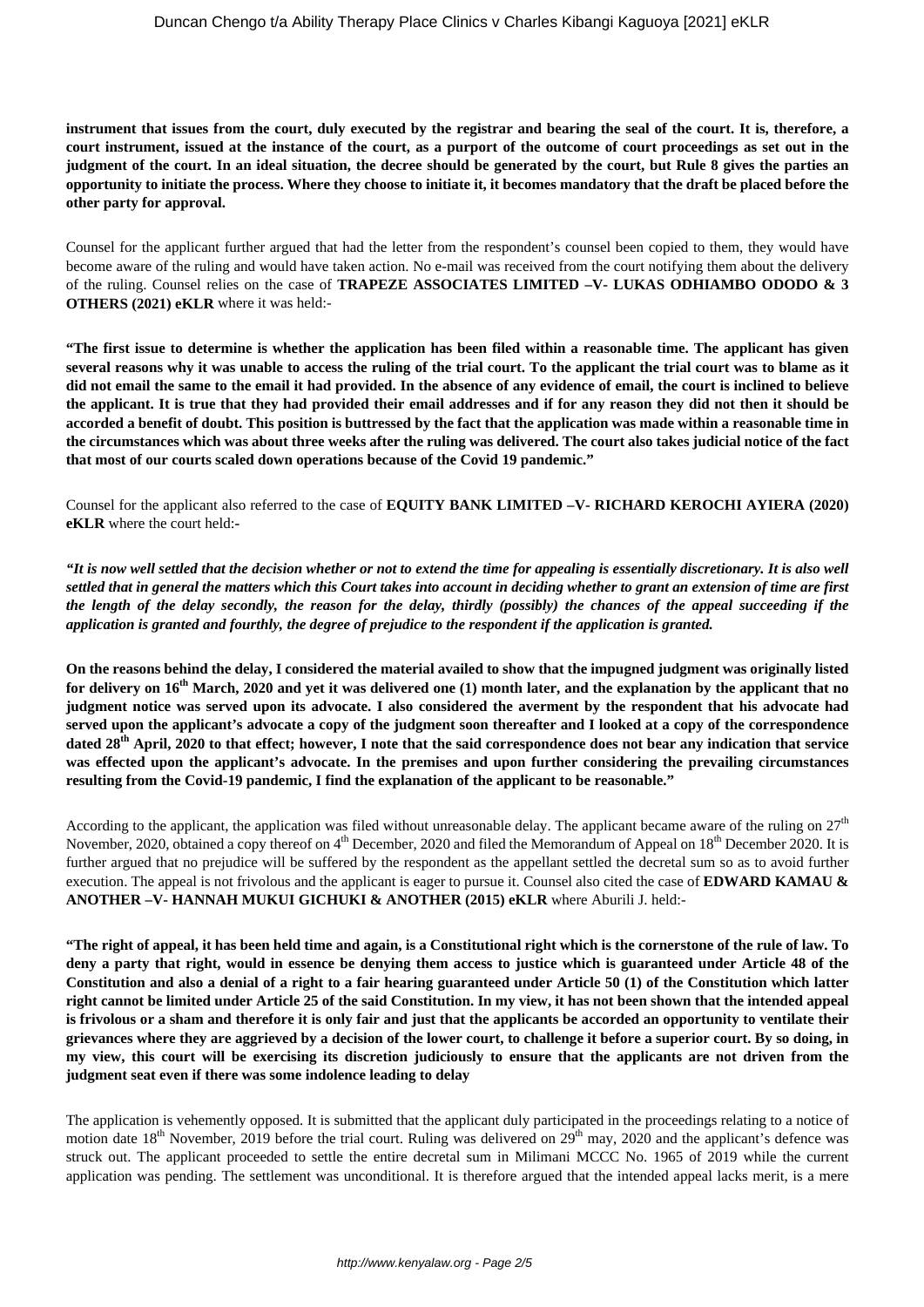**instrument that issues from the court, duly executed by the registrar and bearing the seal of the court. It is, therefore, a court instrument, issued at the instance of the court, as a purport of the outcome of court proceedings as set out in the judgment of the court. In an ideal situation, the decree should be generated by the court, but Rule 8 gives the parties an opportunity to initiate the process. Where they choose to initiate it, it becomes mandatory that the draft be placed before the other party for approval.**

Counsel for the applicant further argued that had the letter from the respondent's counsel been copied to them, they would have become aware of the ruling and would have taken action. No e-mail was received from the court notifying them about the delivery of the ruling. Counsel relies on the case of **TRAPEZE ASSOCIATES LIMITED –V- LUKAS ODHIAMBO ODODO & 3 OTHERS (2021) eKLR** where it was held:-

**"The first issue to determine is whether the application has been filed within a reasonable time. The applicant has given several reasons why it was unable to access the ruling of the trial court. To the applicant the trial court was to blame as it did not email the same to the email it had provided. In the absence of any evidence of email, the court is inclined to believe the applicant. It is true that they had provided their email addresses and if for any reason they did not then it should be accorded a benefit of doubt. This position is buttressed by the fact that the application was made within a reasonable time in the circumstances which was about three weeks after the ruling was delivered. The court also takes judicial notice of the fact that most of our courts scaled down operations because of the Covid 19 pandemic."**

Counsel for the applicant also referred to the case of **EQUITY BANK LIMITED –V- RICHARD KEROCHI AYIERA (2020) eKLR** where the court held:-

***"It is now well settled that the decision whether or not to extend the time for appealing is essentially discretionary. It is also well settled that in general the matters which this Court takes into account in deciding whether to grant an extension of time are first the length of the delay secondly, the reason for the delay, thirdly (possibly) the chances of the appeal succeeding if the application is granted and fourthly, the degree of prejudice to the respondent if the application is granted.***

**On the reasons behind the delay, I considered the material availed to show that the impugned judgment was originally listed for delivery on 16th March, 2020 and yet it was delivered one (1) month later, and the explanation by the applicant that no judgment notice was served upon its advocate. I also considered the averment by the respondent that his advocate had served upon the applicant's advocate a copy of the judgment soon thereafter and I looked at a copy of the correspondence dated 28th April, 2020 to that effect; however, I note that the said correspondence does not bear any indication that service was effected upon the applicant's advocate. In the premises and upon further considering the prevailing circumstances resulting from the Covid-19 pandemic, I find the explanation of the applicant to be reasonable."**

According to the applicant, the application was filed without unreasonable delay. The applicant became aware of the ruling on 27th November, 2020, obtained a copy thereof on 4th December, 2020 and filed the Memorandum of Appeal on 18th December 2020. It is further argued that no prejudice will be suffered by the respondent as the appellant settled the decretal sum so as to avoid further execution. The appeal is not frivolous and the applicant is eager to pursue it. Counsel also cited the case of **EDWARD KAMAU & ANOTHER –V- HANNAH MUKUI GICHUKI & ANOTHER (2015) eKLR** where Aburili J. held:-

**"The right of appeal, it has been held time and again, is a Constitutional right which is the cornerstone of the rule of law. To deny a party that right, would in essence be denying them access to justice which is guaranteed under Article 48 of the Constitution and also a denial of a right to a fair hearing guaranteed under Article 50 (1) of the Constitution which latter right cannot be limited under Article 25 of the said Constitution. In my view, it has not been shown that the intended appeal is frivolous or a sham and therefore it is only fair and just that the applicants be accorded an opportunity to ventilate their grievances where they are aggrieved by a decision of the lower court, to challenge it before a superior court. By so doing, in my view, this court will be exercising its discretion judiciously to ensure that the applicants are not driven from the judgment seat even if there was some indolence leading to delay**

The application is vehemently opposed. It is submitted that the applicant duly participated in the proceedings relating to a notice of motion date 18th November, 2019 before the trial court. Ruling was delivered on 29th may, 2020 and the applicant's defence was struck out. The applicant proceeded to settle the entire decretal sum in Milimani MCCC No. 1965 of 2019 while the current application was pending. The settlement was unconditional. It is therefore argued that the intended appeal lacks merit, is a mere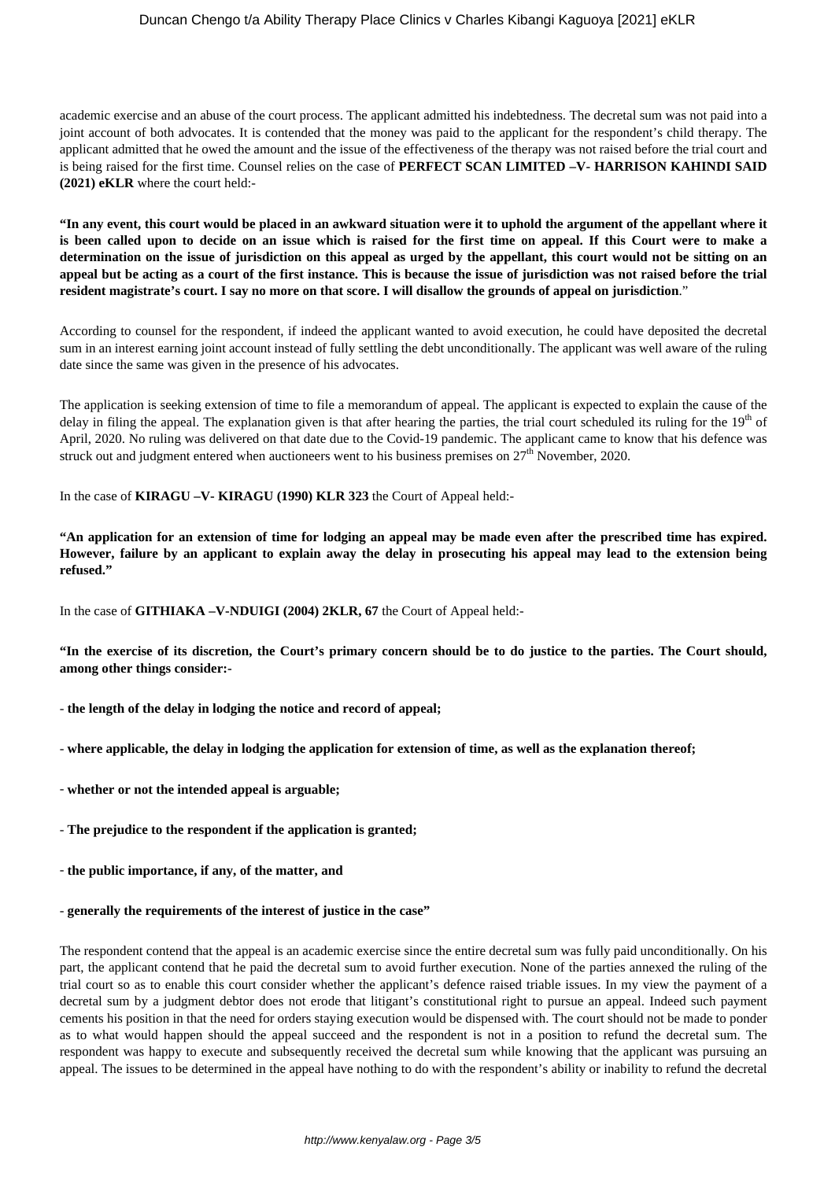academic exercise and an abuse of the court process. The applicant admitted his indebtedness. The decretal sum was not paid into a joint account of both advocates. It is contended that the money was paid to the applicant for the respondent's child therapy. The applicant admitted that he owed the amount and the issue of the effectiveness of the therapy was not raised before the trial court and is being raised for the first time. Counsel relies on the case of **PERFECT SCAN LIMITED –V- HARRISON KAHINDI SAID (2021) eKLR** where the court held:-

**"In any event, this court would be placed in an awkward situation were it to uphold the argument of the appellant where it is been called upon to decide on an issue which is raised for the first time on appeal. If this Court were to make a determination on the issue of jurisdiction on this appeal as urged by the appellant, this court would not be sitting on an appeal but be acting as a court of the first instance. This is because the issue of jurisdiction was not raised before the trial resident magistrate's court. I say no more on that score. I will disallow the grounds of appeal on jurisdiction**."

According to counsel for the respondent, if indeed the applicant wanted to avoid execution, he could have deposited the decretal sum in an interest earning joint account instead of fully settling the debt unconditionally. The applicant was well aware of the ruling date since the same was given in the presence of his advocates.

The application is seeking extension of time to file a memorandum of appeal. The applicant is expected to explain the cause of the delay in filing the appeal. The explanation given is that after hearing the parties, the trial court scheduled its ruling for the 19th of April, 2020. No ruling was delivered on that date due to the Covid-19 pandemic. The applicant came to know that his defence was struck out and judgment entered when auctioneers went to his business premises on 27th November, 2020.

In the case of **KIRAGU –V- KIRAGU (1990) KLR 323** the Court of Appeal held:-

**"An application for an extension of time for lodging an appeal may be made even after the prescribed time has expired. However, failure by an applicant to explain away the delay in prosecuting his appeal may lead to the extension being refused."**

In the case of **GITHIAKA –V-NDUIGI (2004) 2KLR, 67** the Court of Appeal held:-

**"In the exercise of its discretion, the Court's primary concern should be to do justice to the parties. The Court should, among other things consider:-**

- **the length of the delay in lodging the notice and record of appeal;**

- **where applicable, the delay in lodging the application for extension of time, as well as the explanation thereof;**

- **whether or not the intended appeal is arguable;**

- **The prejudice to the respondent if the application is granted;**

- **the public importance, if any, of the matter, and**

- **generally the requirements of the interest of justice in the case"**

The respondent contend that the appeal is an academic exercise since the entire decretal sum was fully paid unconditionally. On his part, the applicant contend that he paid the decretal sum to avoid further execution. None of the parties annexed the ruling of the trial court so as to enable this court consider whether the applicant's defence raised triable issues. In my view the payment of a decretal sum by a judgment debtor does not erode that litigant's constitutional right to pursue an appeal. Indeed such payment cements his position in that the need for orders staying execution would be dispensed with. The court should not be made to ponder as to what would happen should the appeal succeed and the respondent is not in a position to refund the decretal sum. The respondent was happy to execute and subsequently received the decretal sum while knowing that the applicant was pursuing an appeal. The issues to be determined in the appeal have nothing to do with the respondent's ability or inability to refund the decretal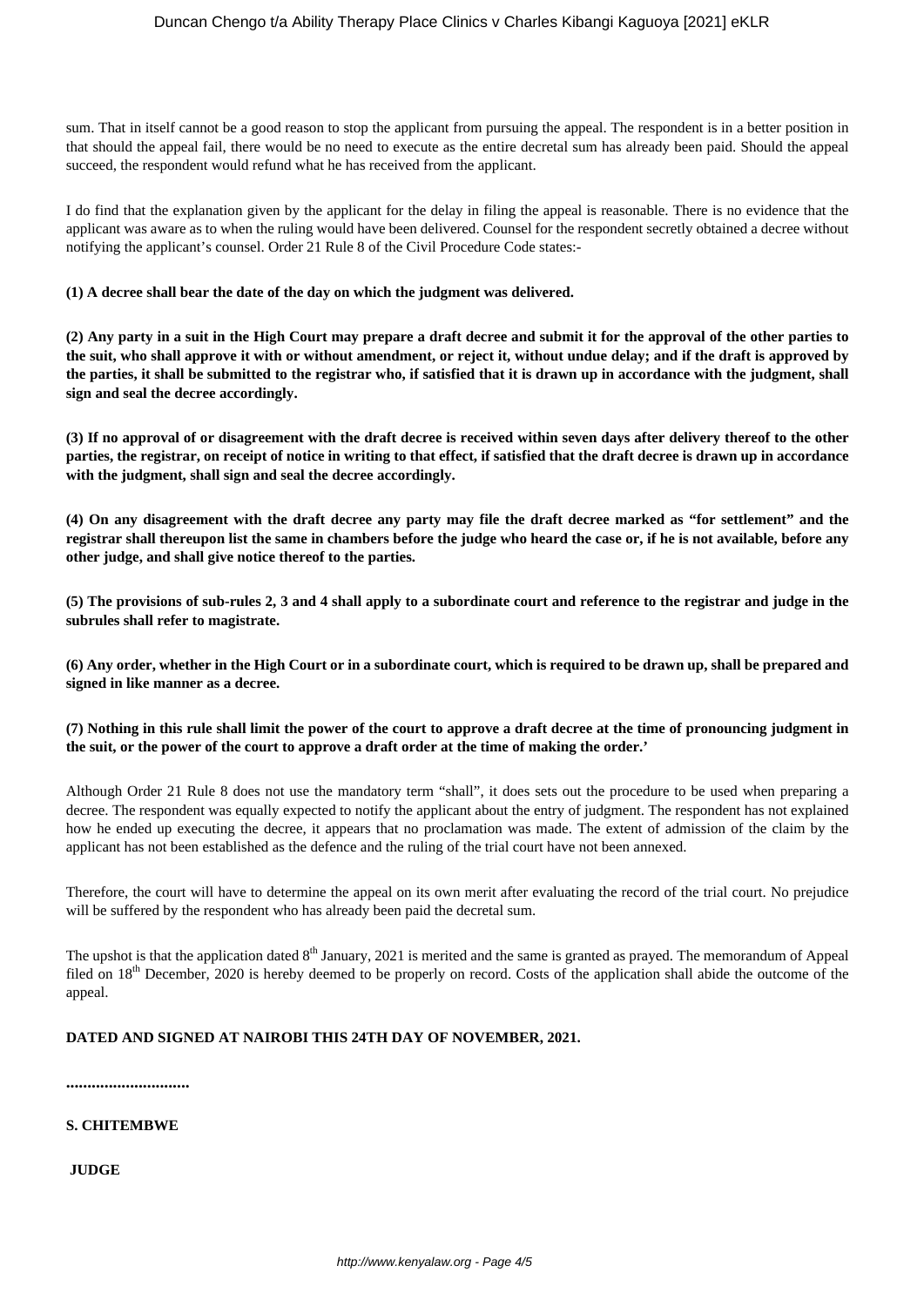sum. That in itself cannot be a good reason to stop the applicant from pursuing the appeal. The respondent is in a better position in that should the appeal fail, there would be no need to execute as the entire decretal sum has already been paid. Should the appeal succeed, the respondent would refund what he has received from the applicant.

I do find that the explanation given by the applicant for the delay in filing the appeal is reasonable. There is no evidence that the applicant was aware as to when the ruling would have been delivered. Counsel for the respondent secretly obtained a decree without notifying the applicant's counsel. Order 21 Rule 8 of the Civil Procedure Code states:-

**(1) A decree shall bear the date of the day on which the judgment was delivered.**

**(2) Any party in a suit in the High Court may prepare a draft decree and submit it for the approval of the other parties to the suit, who shall approve it with or without amendment, or reject it, without undue delay; and if the draft is approved by the parties, it shall be submitted to the registrar who, if satisfied that it is drawn up in accordance with the judgment, shall sign and seal the decree accordingly.**

**(3) If no approval of or disagreement with the draft decree is received within seven days after delivery thereof to the other parties, the registrar, on receipt of notice in writing to that effect, if satisfied that the draft decree is drawn up in accordance with the judgment, shall sign and seal the decree accordingly.**

**(4) On any disagreement with the draft decree any party may file the draft decree marked as "for settlement" and the registrar shall thereupon list the same in chambers before the judge who heard the case or, if he is not available, before any other judge, and shall give notice thereof to the parties.**

**(5) The provisions of sub-rules 2, 3 and 4 shall apply to a subordinate court and reference to the registrar and judge in the subrules shall refer to magistrate.**

**(6) Any order, whether in the High Court or in a subordinate court, which is required to be drawn up, shall be prepared and signed in like manner as a decree.**

**(7) Nothing in this rule shall limit the power of the court to approve a draft decree at the time of pronouncing judgment in the suit, or the power of the court to approve a draft order at the time of making the order.'**

Although Order 21 Rule 8 does not use the mandatory term "shall", it does sets out the procedure to be used when preparing a decree. The respondent was equally expected to notify the applicant about the entry of judgment. The respondent has not explained how he ended up executing the decree, it appears that no proclamation was made. The extent of admission of the claim by the applicant has not been established as the defence and the ruling of the trial court have not been annexed.

Therefore, the court will have to determine the appeal on its own merit after evaluating the record of the trial court. No prejudice will be suffered by the respondent who has already been paid the decretal sum.

The upshot is that the application dated 8th January, 2021 is merited and the same is granted as prayed. The memorandum of Appeal filed on 18th December, 2020 is hereby deemed to be properly on record. Costs of the application shall abide the outcome of the appeal.

**DATED AND SIGNED AT NAIROBI THIS 24TH DAY OF NOVEMBER, 2021.**

**.............................**

**S. CHITEMBWE**

**JUDGE**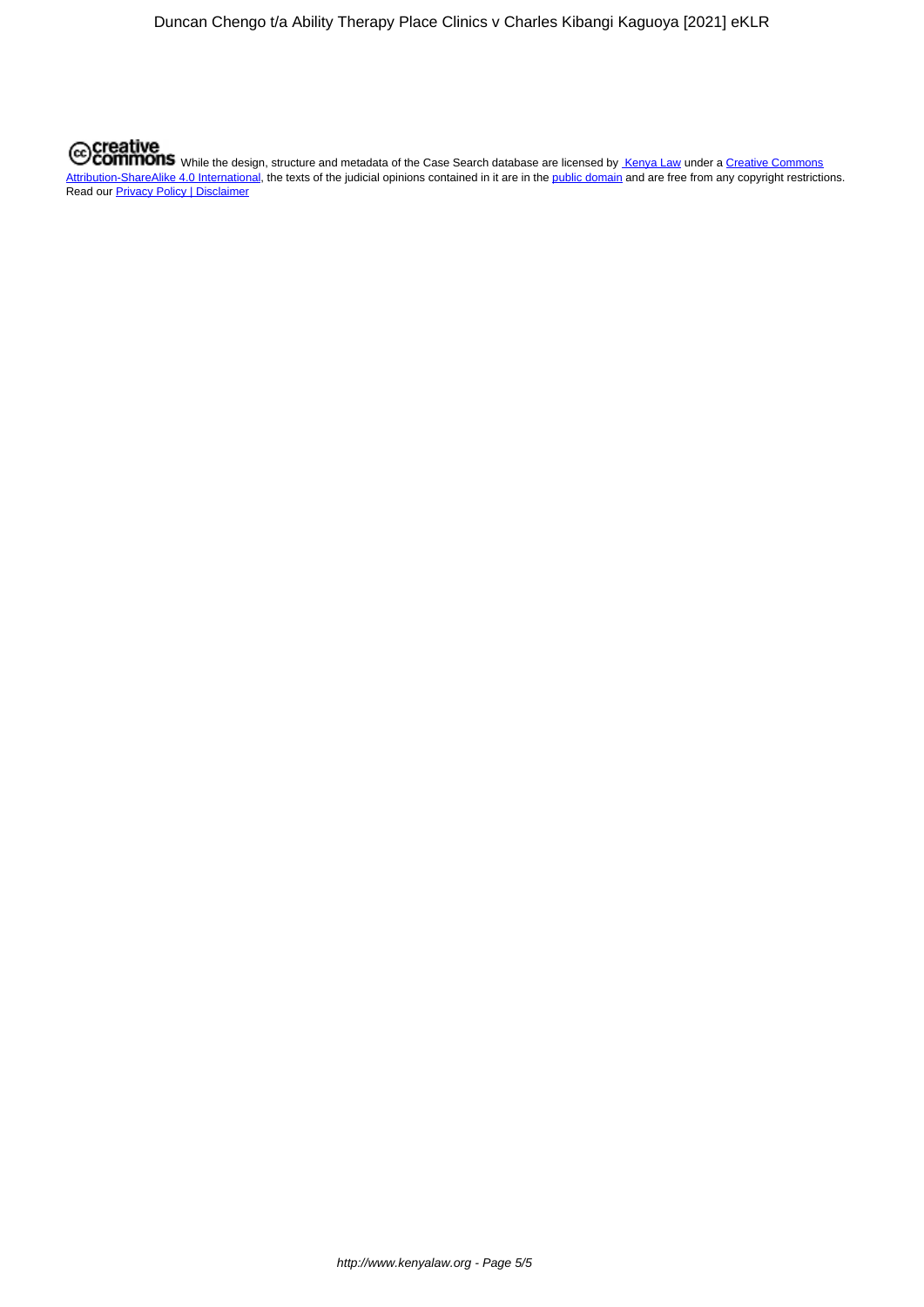While the design, structure and metadata of the Case Search database are licensed by Kenya Law under a Creative Commons Attribution-ShareAlike 4.0 International, the texts of the judicial opinions contained in it are in the public domain and are free from any copyright restrictions. Read our Privacy Policy | Disclaimer